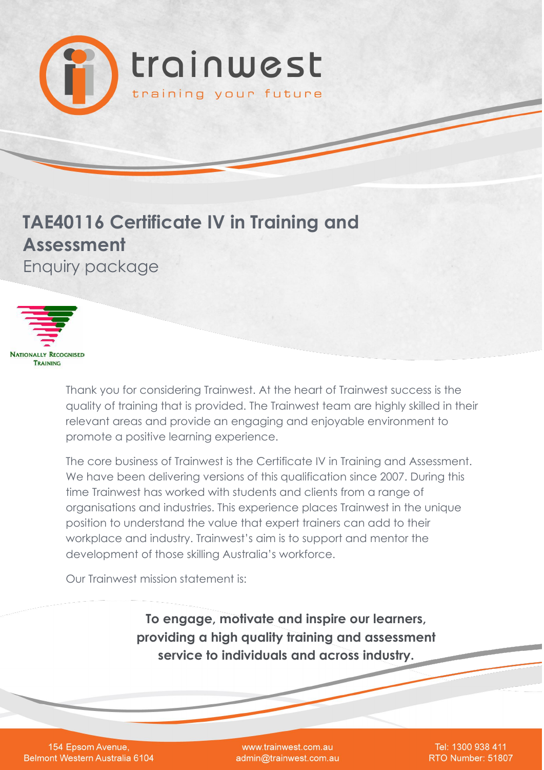trainwest

training your future

# TAE40116 Certificate IV in Training and Assessment

## Enquiry package

Nationally Recognised Training

Thank you for considering Trainwest. At the heart of Trainwest success is the quality of training that is provided. The Trainwest team are highly skilled in their relevant areas and provide an engaging and enjoyable environment to promote a positive learning experience.

The core business of Trainwest is the Certificate IV in Training and Assessment. We have been delivering versions of this qualification since 2007. During this time Trainwest has worked with students and clients from a range of organisations and industries. This experience places Trainwest in the unique position to understand the value that expert trainers can add to their workplace and industry. Trainwest's aim is to support and mentor the development of those skilling Australia's workforce.

Our Trainwest mission statement is:

**To engage, motivate and inspire our learners, providing a high quality training and assessment service to individuals and across industry.**

154 Epsom Avenue,
Belmont Western Australia 6104

www.trainwest.com.au
admin@trainwest.com.au

Tel: 1300 938 411
RTO Number: 51807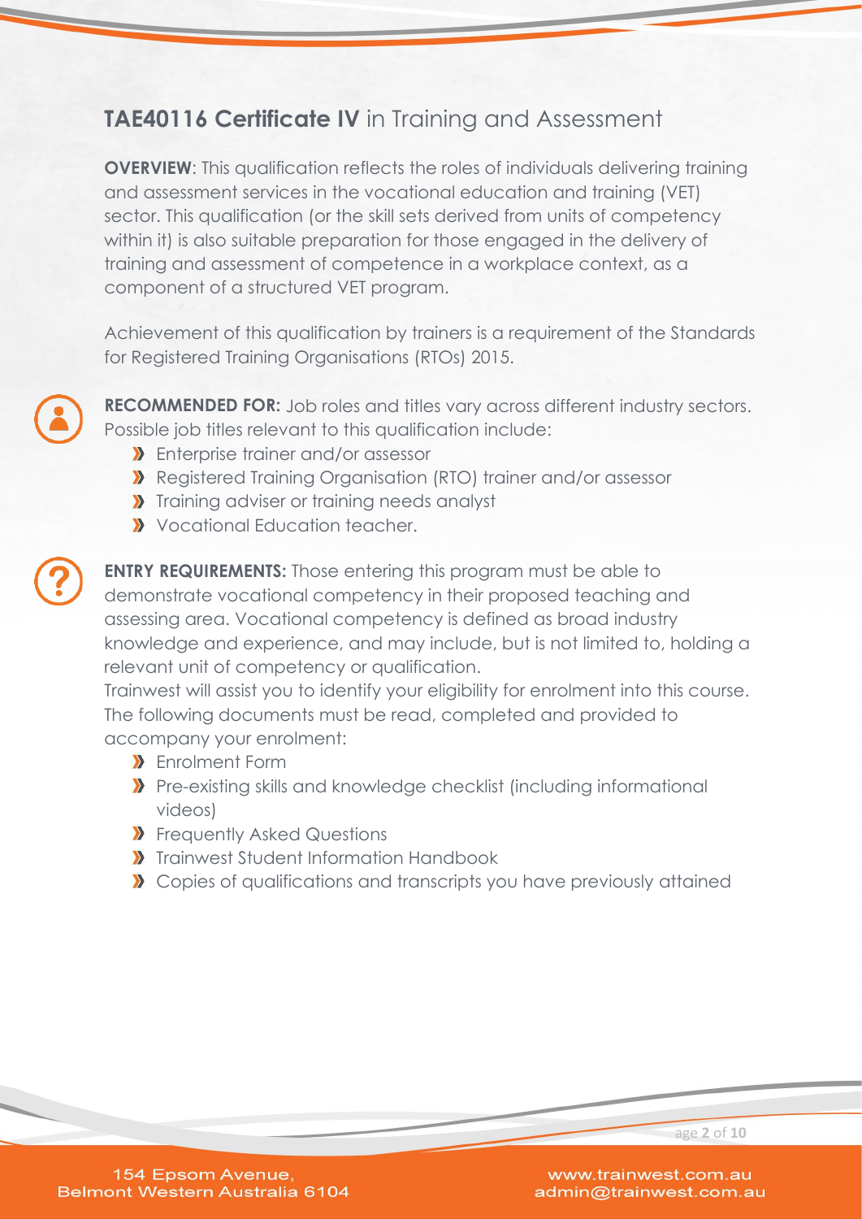# **TAE40116 Certificate IV** in Training and Assessment

**OVERVIEW**: This qualification reflects the roles of individuals delivering training and assessment services in the vocational education and training (VET) sector. This qualification (or the skill sets derived from units of competency within it) is also suitable preparation for those engaged in the delivery of training and assessment of competence in a workplace context, as a component of a structured VET program.

Achievement of this qualification by trainers is a requirement of the Standards for Registered Training Organisations (RTOs) 2015.

**RECOMMENDED FOR:** Job roles and titles vary across different industry sectors. Possible job titles relevant to this qualification include:

- Enterprise trainer and/or assessor
- Registered Training Organisation (RTO) trainer and/or assessor
- Training adviser or training needs analyst
- Vocational Education teacher.

**ENTRY REQUIREMENTS:** Those entering this program must be able to demonstrate vocational competency in their proposed teaching and assessing area. Vocational competency is defined as broad industry knowledge and experience, and may include, but is not limited to, holding a relevant unit of competency or qualification.

Trainwest will assist you to identify your eligibility for enrolment into this course. The following documents must be read, completed and provided to accompany your enrolment:

- Enrolment Form
- Pre-existing skills and knowledge checklist (including informational videos)
- Frequently Asked Questions
- Trainwest Student Information Handbook
- Copies of qualifications and transcripts you have previously attained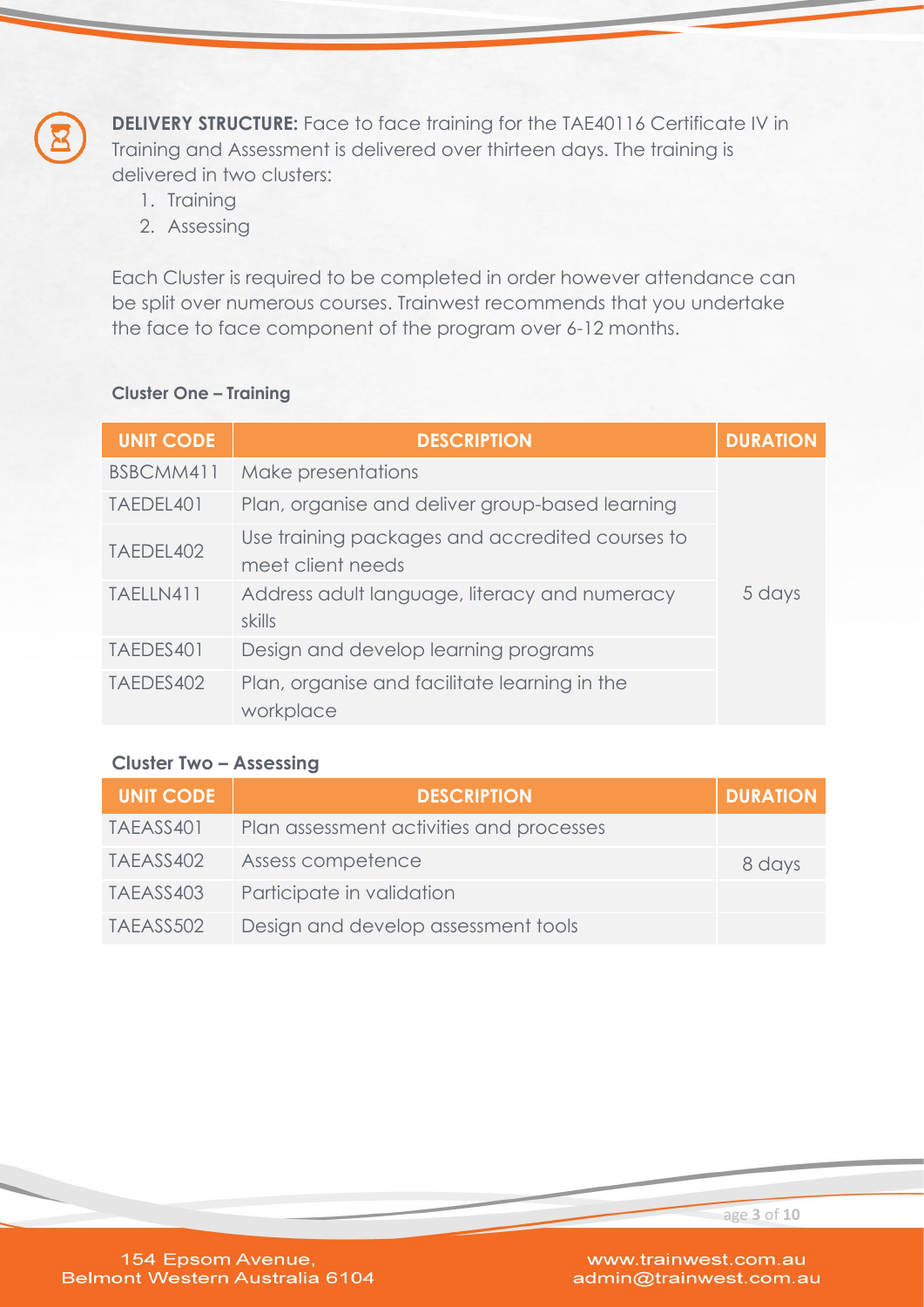**DELIVERY STRUCTURE:** Face to face training for the TAE40116 Certificate IV in Training and Assessment is delivered over thirteen days. The training is delivered in two clusters:

1. Training
2. Assessing

Each Cluster is required to be completed in order however attendance can be split over numerous courses. Trainwest recommends that you undertake the face to face component of the program over 6-12 months.

**Cluster One – Training**

| UNIT CODE | DESCRIPTION | DURATION |
|---|---|---|
| BSBCMM411 | Make presentations | 5 days |
| TAEDEL401 | Plan, organise and deliver group-based learning | |
| TAEDEL402 | Use training packages and accredited courses to meet client needs | |
| TAELLN411 | Address adult language, literacy and numeracy skills | |
| TAEDES401 | Design and develop learning programs | |
| TAEDES402 | Plan, organise and facilitate learning in the workplace | |

**Cluster Two – Assessing**

| UNIT CODE | DESCRIPTION | DURATION |
|---|---|---|
| TAEASS401 | Plan assessment activities and processes | 8 days |
| TAEASS402 | Assess competence | |
| TAEASS403 | Participate in validation | |
| TAEASS502 | Design and develop assessment tools | |

154 Epsom Avenue,
Belmont Western Australia 6104

www.trainwest.com.au
admin@trainwest.com.au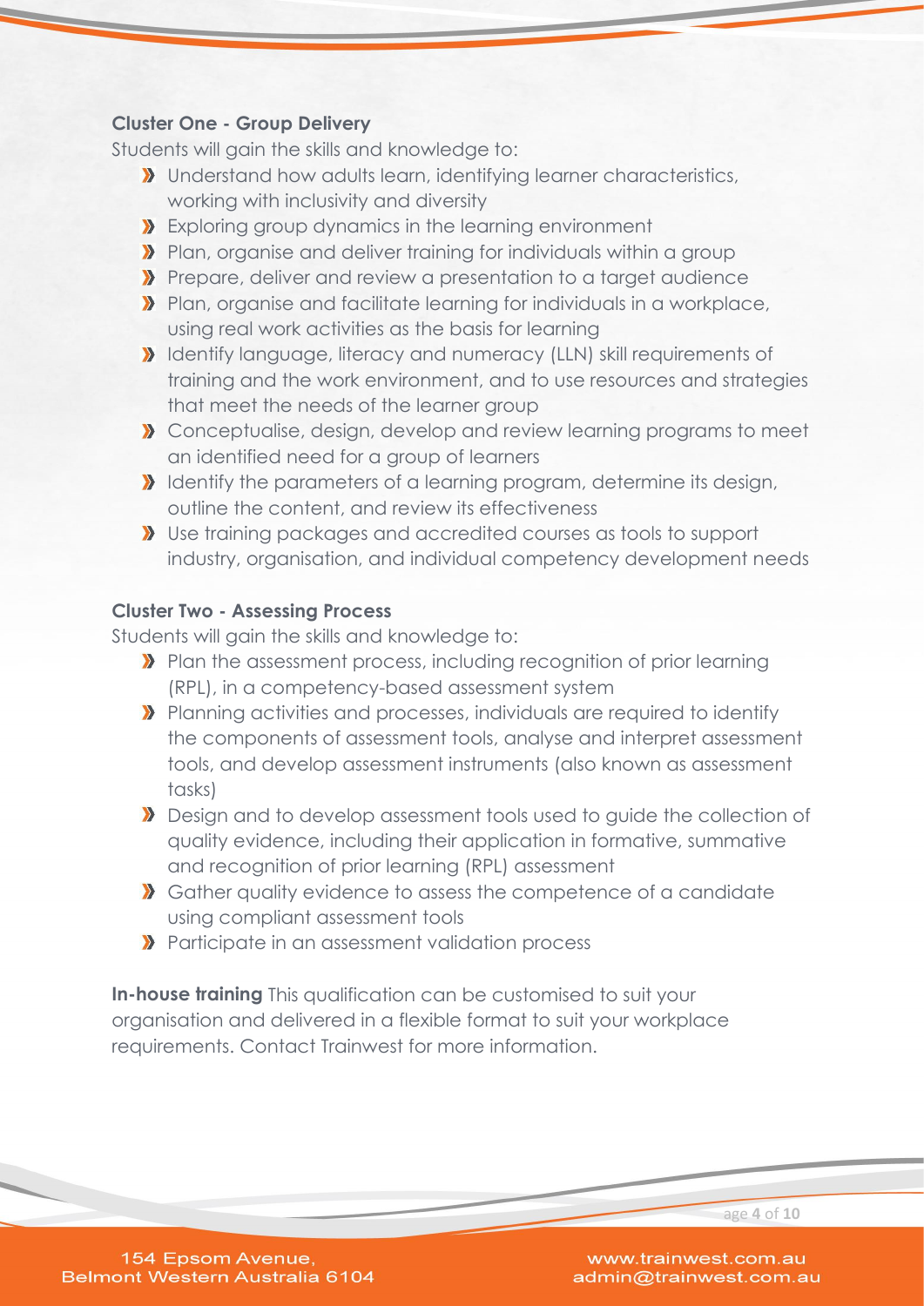### Cluster One - Group Delivery

Students will gain the skills and knowledge to:

- Understand how adults learn, identifying learner characteristics, working with inclusivity and diversity
- Exploring group dynamics in the learning environment
- Plan, organise and deliver training for individuals within a group
- Prepare, deliver and review a presentation to a target audience
- Plan, organise and facilitate learning for individuals in a workplace, using real work activities as the basis for learning
- Identify language, literacy and numeracy (LLN) skill requirements of training and the work environment, and to use resources and strategies that meet the needs of the learner group
- Conceptualise, design, develop and review learning programs to meet an identified need for a group of learners
- Identify the parameters of a learning program, determine its design, outline the content, and review its effectiveness
- Use training packages and accredited courses as tools to support industry, organisation, and individual competency development needs

### Cluster Two - Assessing Process

Students will gain the skills and knowledge to:

- Plan the assessment process, including recognition of prior learning (RPL), in a competency-based assessment system
- Planning activities and processes, individuals are required to identify the components of assessment tools, analyse and interpret assessment tools, and develop assessment instruments (also known as assessment tasks)
- Design and to develop assessment tools used to guide the collection of quality evidence, including their application in formative, summative and recognition of prior learning (RPL) assessment
- Gather quality evidence to assess the competence of a candidate using compliant assessment tools
- Participate in an assessment validation process

**In-house training** This qualification can be customised to suit your organisation and delivered in a flexible format to suit your workplace requirements. Contact Trainwest for more information.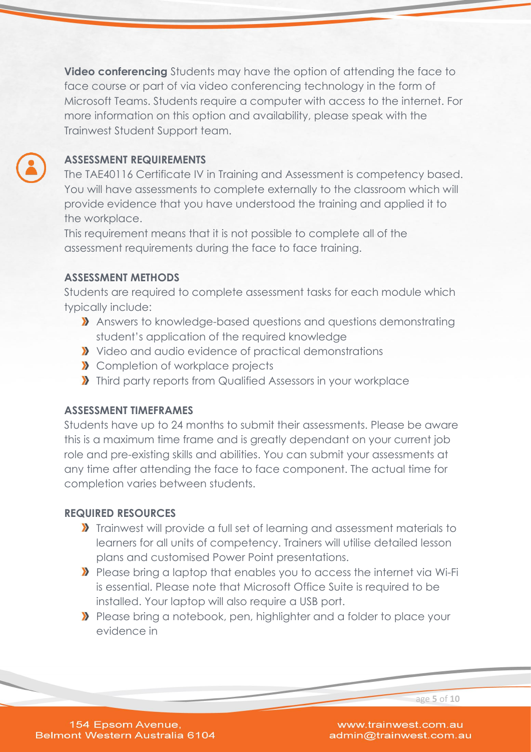**Video conferencing** Students may have the option of attending the face to face course or part of via video conferencing technology in the form of Microsoft Teams. Students require a computer with access to the internet. For more information on this option and availability, please speak with the Trainwest Student Support team.

## ASSESSMENT REQUIREMENTS

The TAE40116 Certificate IV in Training and Assessment is competency based. You will have assessments to complete externally to the classroom which will provide evidence that you have understood the training and applied it to the workplace.

This requirement means that it is not possible to complete all of the assessment requirements during the face to face training.

## ASSESSMENT METHODS

Students are required to complete assessment tasks for each module which typically include:

- Answers to knowledge-based questions and questions demonstrating student's application of the required knowledge
- Video and audio evidence of practical demonstrations
- Completion of workplace projects
- Third party reports from Qualified Assessors in your workplace

## ASSESSMENT TIMEFRAMES

Students have up to 24 months to submit their assessments. Please be aware this is a maximum time frame and is greatly dependant on your current job role and pre-existing skills and abilities. You can submit your assessments at any time after attending the face to face component. The actual time for completion varies between students.

## REQUIRED RESOURCES

- Trainwest will provide a full set of learning and assessment materials to learners for all units of competency. Trainers will utilise detailed lesson plans and customised Power Point presentations.
- Please bring a laptop that enables you to access the internet via Wi-Fi is essential. Please note that Microsoft Office Suite is required to be installed. Your laptop will also require a USB port.
- Please bring a notebook, pen, highlighter and a folder to place your evidence in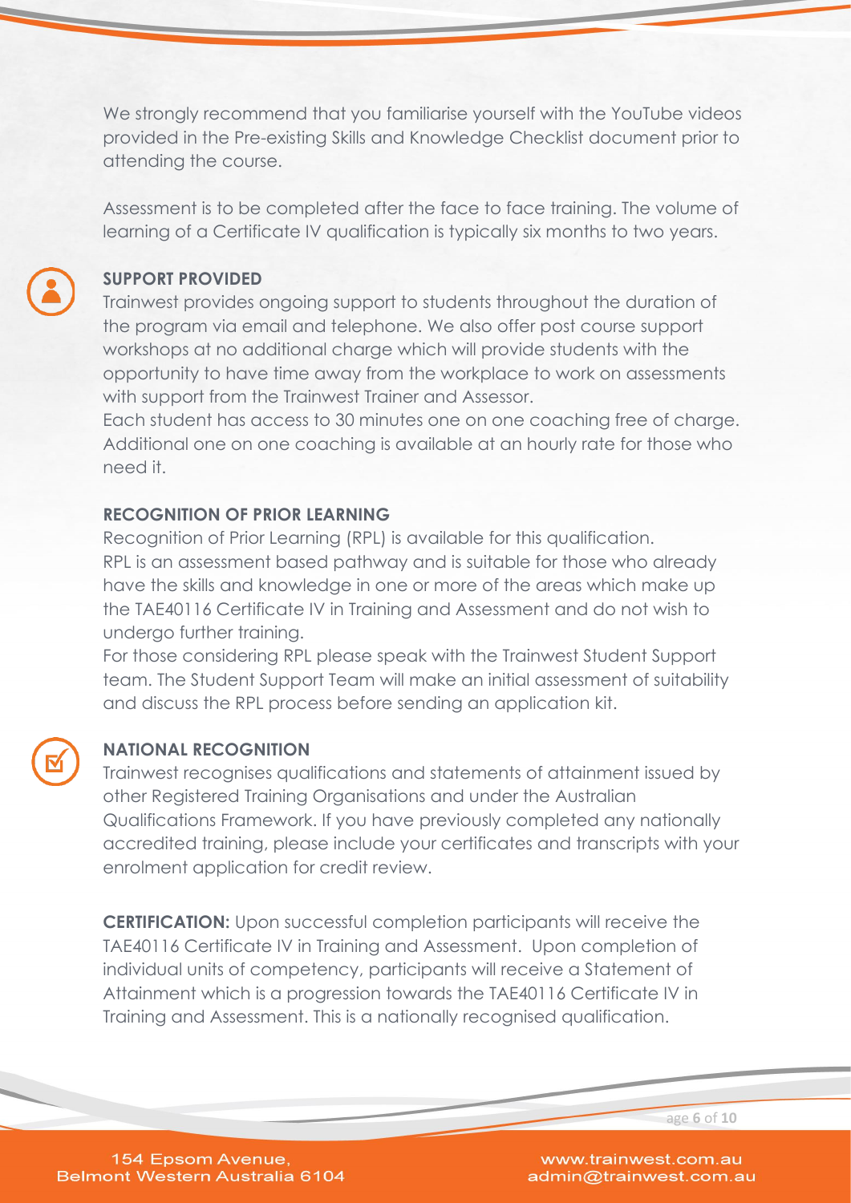We strongly recommend that you familiarise yourself with the YouTube videos provided in the Pre-existing Skills and Knowledge Checklist document prior to attending the course.

Assessment is to be completed after the face to face training. The volume of learning of a Certificate IV qualification is typically six months to two years.

## SUPPORT PROVIDED

Trainwest provides ongoing support to students throughout the duration of the program via email and telephone. We also offer post course support workshops at no additional charge which will provide students with the opportunity to have time away from the workplace to work on assessments with support from the Trainwest Trainer and Assessor.

Each student has access to 30 minutes one on one coaching free of charge. Additional one on one coaching is available at an hourly rate for those who need it.

## RECOGNITION OF PRIOR LEARNING

Recognition of Prior Learning (RPL) is available for this qualification.

RPL is an assessment based pathway and is suitable for those who already have the skills and knowledge in one or more of the areas which make up the TAE40116 Certificate IV in Training and Assessment and do not wish to undergo further training.

For those considering RPL please speak with the Trainwest Student Support team. The Student Support Team will make an initial assessment of suitability and discuss the RPL process before sending an application kit.

## NATIONAL RECOGNITION

Trainwest recognises qualifications and statements of attainment issued by other Registered Training Organisations and under the Australian Qualifications Framework. If you have previously completed any nationally accredited training, please include your certificates and transcripts with your enrolment application for credit review.

**CERTIFICATION:** Upon successful completion participants will receive the TAE40116 Certificate IV in Training and Assessment. Upon completion of individual units of competency, participants will receive a Statement of Attainment which is a progression towards the TAE40116 Certificate IV in Training and Assessment. This is a nationally recognised qualification.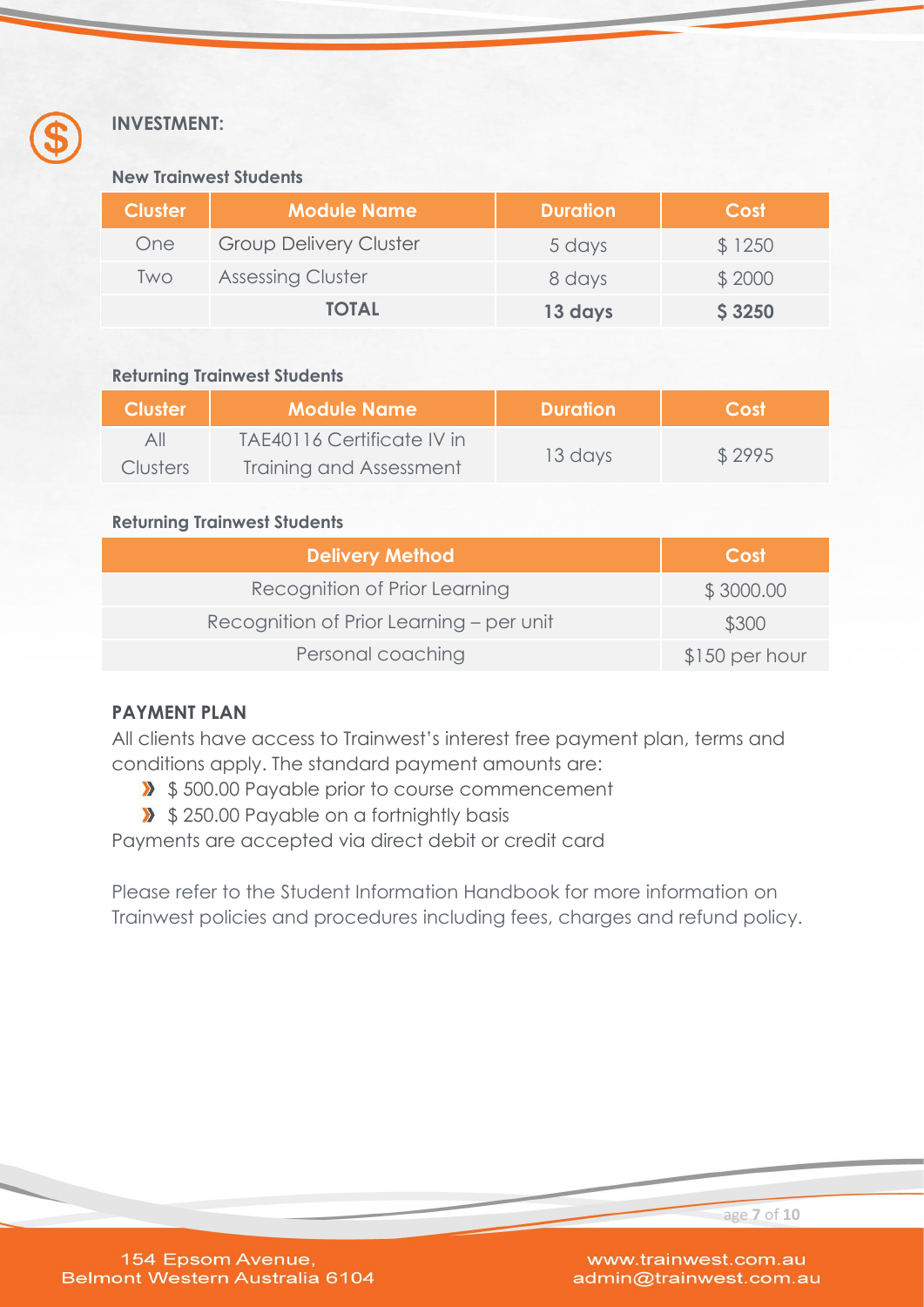## INVESTMENT:

**New Trainwest Students**

| Cluster | Module Name | Duration | Cost |
|---|---|---|---|
| One | Group Delivery Cluster | 5 days | $ 1250 |
| Two | Assessing Cluster | 8 days | $ 2000 |
| | **TOTAL** | **13 days** | **$ 3250** |

**Returning Trainwest Students**

| Cluster | Module Name | Duration | Cost |
|---|---|---|---|
| All Clusters | TAE40116 Certificate IV in Training and Assessment | 13 days | $ 2995 |

**Returning Trainwest Students**

| Delivery Method | Cost |
|---|---|
| Recognition of Prior Learning | $ 3000.00 |
| Recognition of Prior Learning – per unit | $300 |
| Personal coaching | $150 per hour |

**PAYMENT PLAN**

All clients have access to Trainwest's interest free payment plan, terms and conditions apply. The standard payment amounts are:

- $ 500.00 Payable prior to course commencement
- $ 250.00 Payable on a fortnightly basis

Payments are accepted via direct debit or credit card

Please refer to the Student Information Handbook for more information on Trainwest policies and procedures including fees, charges and refund policy.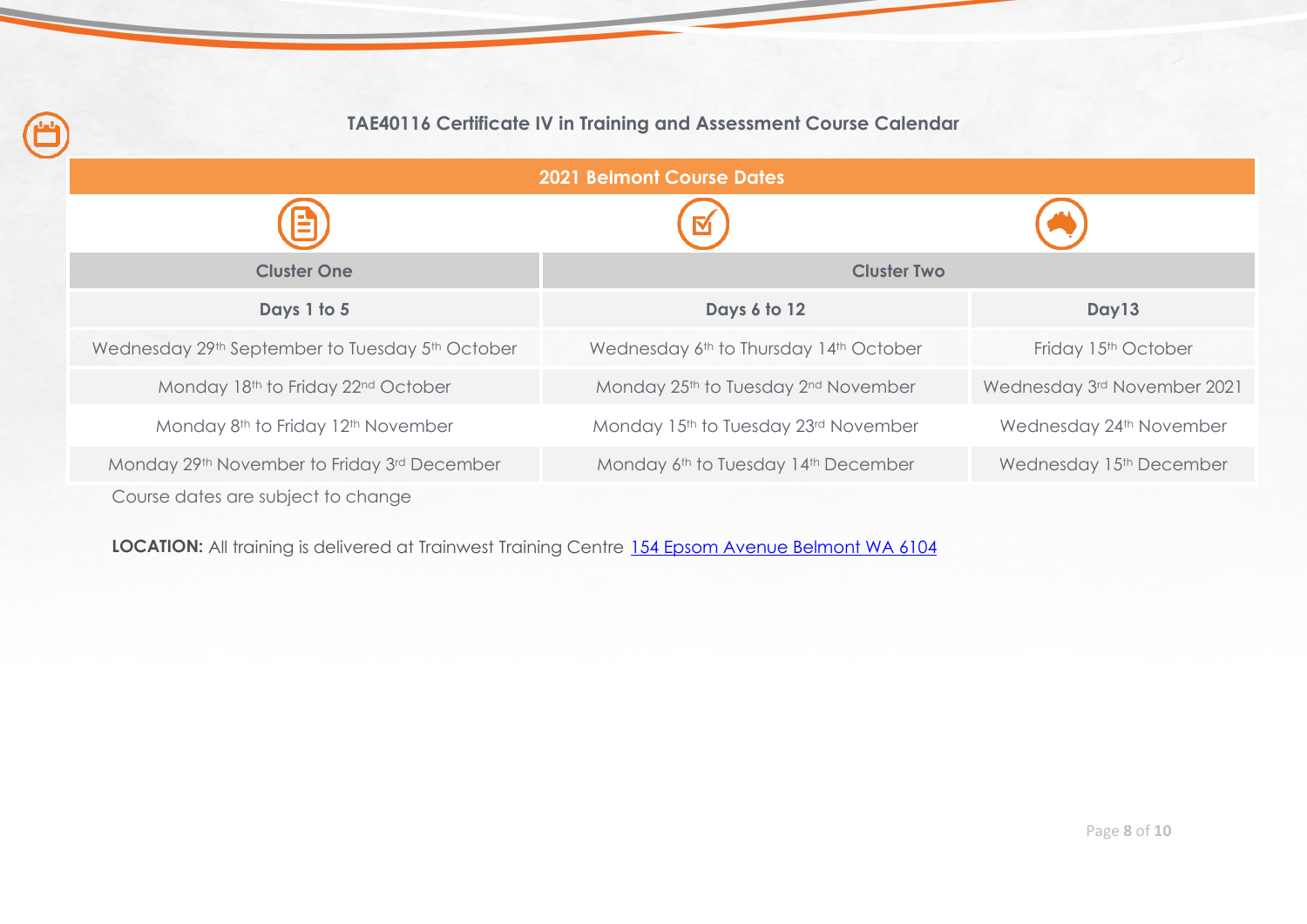## TAE40116 Certificate IV in Training and Assessment Course Calendar

| 2021 Belmont Course Dates | | |
|---|---|---|
| **Cluster One** | **Cluster Two** | |
| **Days 1 to 5** | **Days 6 to 12** | **Day13** |
| Wednesday 29th September to Tuesday 5th October | Wednesday 6th to Thursday 14th October | Friday 15th October |
| Monday 18th to Friday 22nd October | Monday 25th to Tuesday 2nd November | Wednesday 3rd November 2021 |
| Monday 8th to Friday 12th November | Monday 15th to Tuesday 23rd November | Wednesday 24th November |
| Monday 29th November to Friday 3rd December | Monday 6th to Tuesday 14th December | Wednesday 15th December |

Course dates are subject to change

**LOCATION:** All training is delivered at Trainwest Training Centre [154 Epsom Avenue Belmont WA 6104]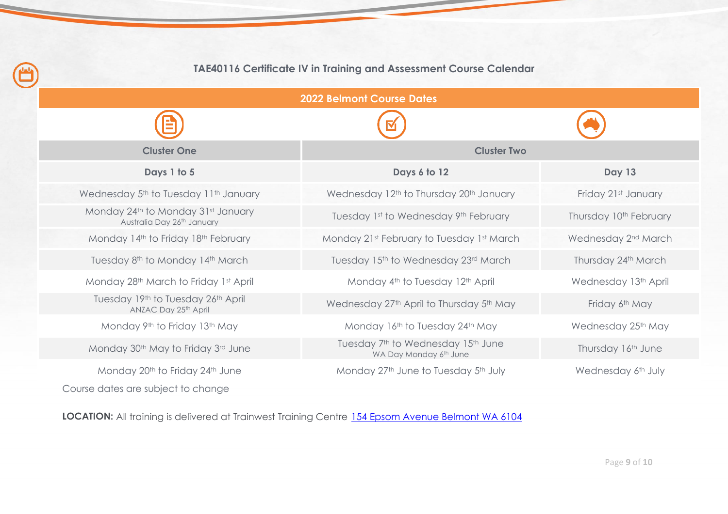## TAE40116 Certificate IV in Training and Assessment Course Calendar

| 2022 Belmont Course Dates | | |
|---|---|---|
| Cluster One | Cluster Two | |
| Days 1 to 5 | Days 6 to 12 | Day 13 |
| Wednesday 5th to Tuesday 11th January | Wednesday 12th to Thursday 20th January | Friday 21st January |
| Monday 24th to Monday 31st January<br>Australia Day 26th January | Tuesday 1st to Wednesday 9th February | Thursday 10th February |
| Monday 14th to Friday 18th February | Monday 21st February to Tuesday 1st March | Wednesday 2nd March |
| Tuesday 8th to Monday 14th March | Tuesday 15th to Wednesday 23rd March | Thursday 24th March |
| Monday 28th March to Friday 1st April | Monday 4th to Tuesday 12th April | Wednesday 13th April |
| Tuesday 19th to Tuesday 26th April<br>ANZAC Day 25th April | Wednesday 27th April to Thursday 5th May | Friday 6th May |
| Monday 9th to Friday 13th May | Monday 16th to Tuesday 24th May | Wednesday 25th May |
| Monday 30th May to Friday 3rd June | Tuesday 7th to Wednesday 15th June<br>WA Day Monday 6th June | Thursday 16th June |
| Monday 20th to Friday 24th June | Monday 27th June to Tuesday 5th July | Wednesday 6th July |

Course dates are subject to change

**LOCATION:** All training is delivered at Trainwest Training Centre 154 Epsom Avenue Belmont WA 6104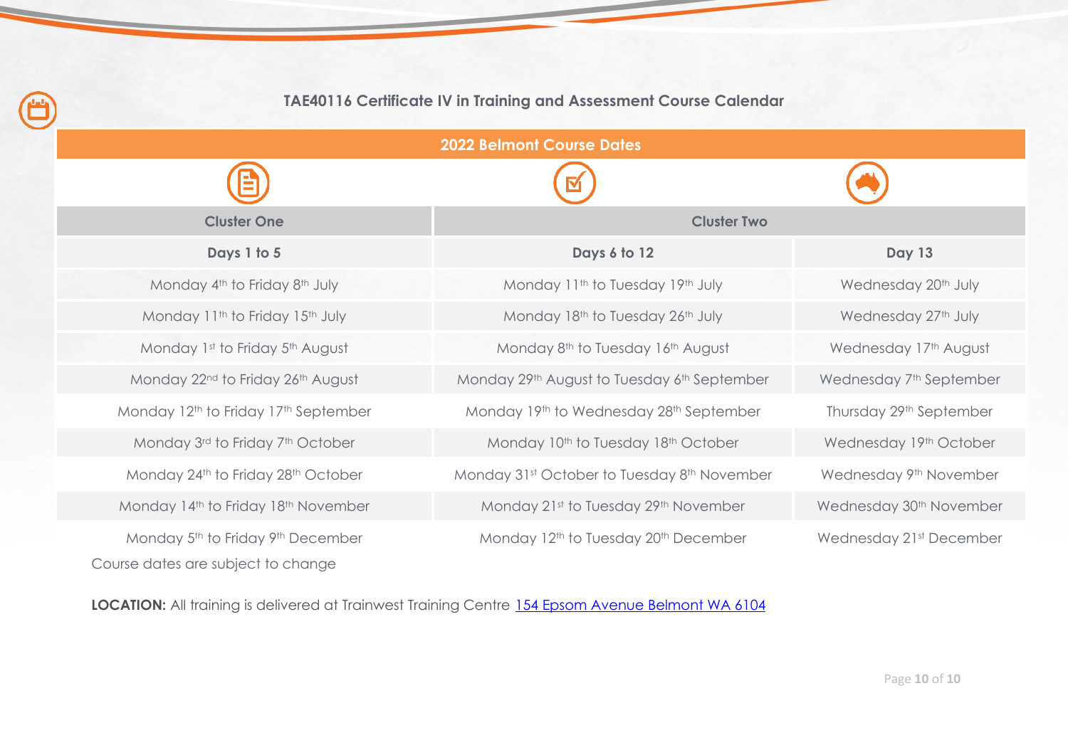**TAE40116 Certificate IV in Training and Assessment Course Calendar**

| 2022 Belmont Course Dates | | |
|---|---|---|
| **Cluster One** | **Cluster Two** | |
| **Days 1 to 5** | **Days 6 to 12** | **Day 13** |
| Monday 4th to Friday 8th July | Monday 11th to Tuesday 19th July | Wednesday 20th July |
| Monday 11th to Friday 15th July | Monday 18th to Tuesday 26th July | Wednesday 27th July |
| Monday 1st to Friday 5th August | Monday 8th to Tuesday 16th August | Wednesday 17th August |
| Monday 22nd to Friday 26th August | Monday 29th August to Tuesday 6th September | Wednesday 7th September |
| Monday 12th to Friday 17th September | Monday 19th to Wednesday 28th September | Thursday 29th September |
| Monday 3rd to Friday 7th October | Monday 10th to Tuesday 18th October | Wednesday 19th October |
| Monday 24th to Friday 28th October | Monday 31st October to Tuesday 8th November | Wednesday 9th November |
| Monday 14th to Friday 18th November | Monday 21st to Tuesday 29th November | Wednesday 30th November |
| Monday 5th to Friday 9th December | Monday 12th to Tuesday 20th December | Wednesday 21st December |

Course dates are subject to change

**LOCATION:** All training is delivered at Trainwest Training Centre 154 Epsom Avenue Belmont WA 6104